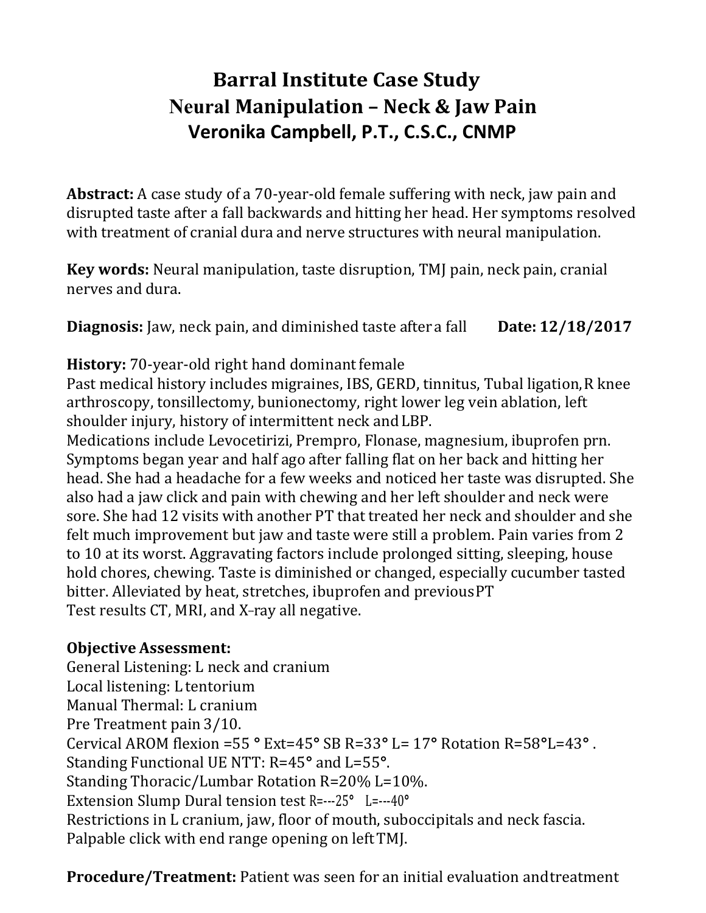# Barral Institute Case Study
## Neural Manipulation – Neck & Jaw Pain
### Veronika Campbell, P.T., C.S.C., CNMP

**Abstract:** A case study of a 70-year-old female suffering with neck, jaw pain and disrupted taste after a fall backwards and hitting her head. Her symptoms resolved with treatment of cranial dura and nerve structures with neural manipulation.

**Key words:** Neural manipulation, taste disruption, TMJ pain, neck pain, cranial nerves and dura.

**Diagnosis:** Jaw, neck pain, and diminished taste after a fall **Date: 12/18/2017**

**History:** 70-year-old right hand dominant female
Past medical history includes migraines, IBS, GERD, tinnitus, Tubal ligation, R knee arthroscopy, tonsillectomy, bunionectomy, right lower leg vein ablation, left shoulder injury, history of intermittent neck and LBP.
Medications include Levocetirizi, Prempro, Flonase, magnesium, ibuprofen prn.
Symptoms began year and half ago after falling flat on her back and hitting her head. She had a headache for a few weeks and noticed her taste was disrupted. She also had a jaw click and pain with chewing and her left shoulder and neck were sore. She had 12 visits with another PT that treated her neck and shoulder and she felt much improvement but jaw and taste were still a problem. Pain varies from 2 to 10 at its worst. Aggravating factors include prolonged sitting, sleeping, house hold chores, chewing. Taste is diminished or changed, especially cucumber tasted bitter. Alleviated by heat, stretches, ibuprofen and previous PT
Test results CT, MRI, and X-ray all negative.

**Objective Assessment:**
General Listening: L neck and cranium
Local listening: L tentorium
Manual Thermal: L cranium
Pre Treatment pain 3/10.
Cervical AROM flexion =55 ° Ext=45° SB R=33° L= 17° Rotation R=58°L=43° .
Standing Functional UE NTT: R=45° and L=55°.
Standing Thoracic/Lumbar Rotation R=20% L=10%.
Extension Slump Dural tension test R=---25° L=---40°
Restrictions in L cranium, jaw, floor of mouth, suboccipitals and neck fascia.
Palpable click with end range opening on left TMJ.

**Procedure/Treatment:** Patient was seen for an initial evaluation and treatment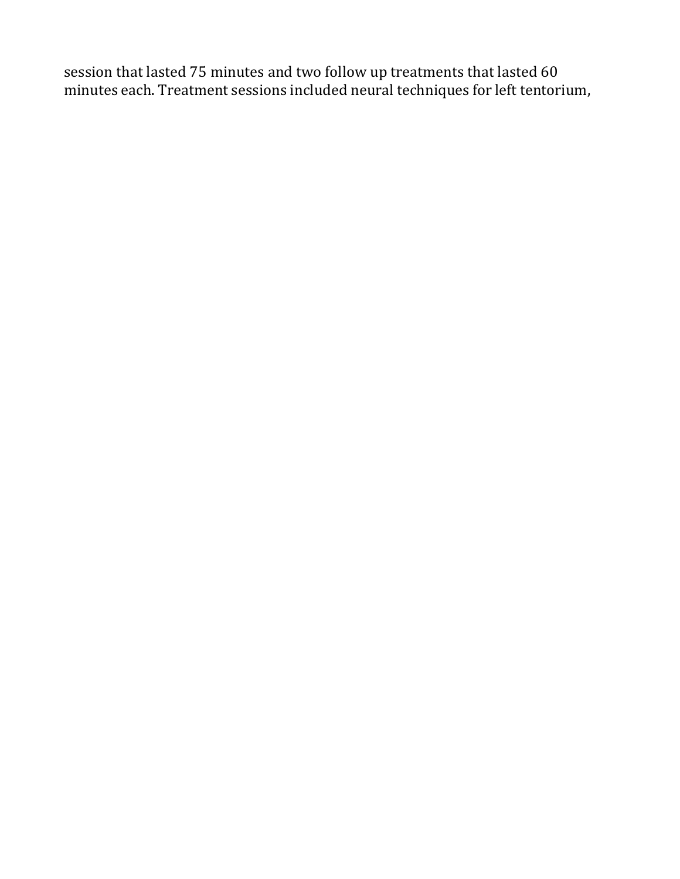session that lasted 75 minutes and two follow up treatments that lasted 60 minutes each. Treatment sessions included neural techniques for left tentorium,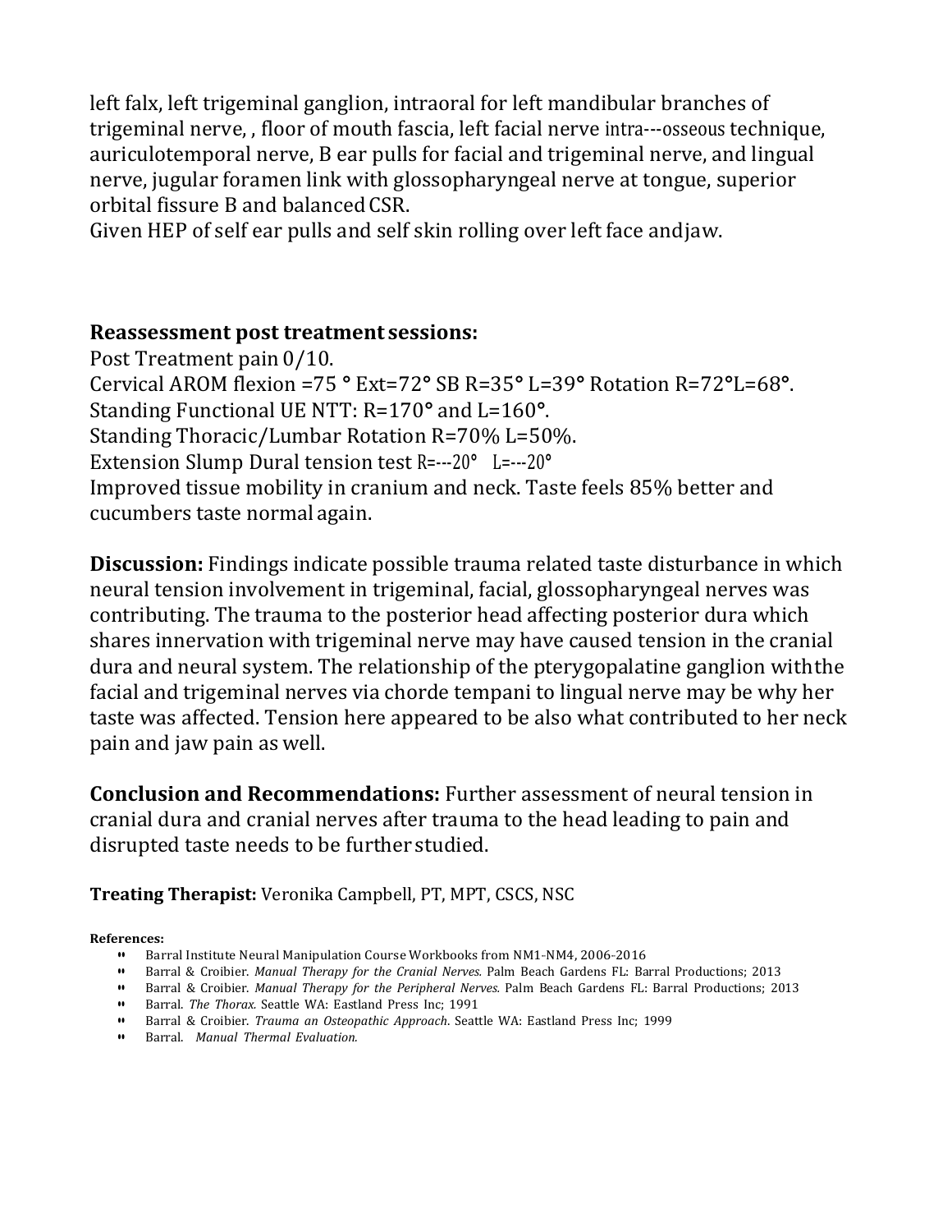left falx, left trigeminal ganglion, intraoral for left mandibular branches of trigeminal nerve, , floor of mouth fascia, left facial nerve intra---osseous technique, auriculotemporal nerve, B ear pulls for facial and trigeminal nerve, and lingual nerve, jugular foramen link with glossopharyngeal nerve at tongue, superior orbital fissure B and balanced CSR.
Given HEP of self ear pulls and self skin rolling over left face and jaw.

**Reassessment post treatment sessions:**
Post Treatment pain 0/10.
Cervical AROM flexion =75 ° Ext=72° SB R=35° L=39° Rotation R=72°L=68°.
Standing Functional UE NTT: R=170° and L=160°.
Standing Thoracic/Lumbar Rotation R=70% L=50%.
Extension Slump Dural tension test R=---20° L=---20°
Improved tissue mobility in cranium and neck. Taste feels 85% better and cucumbers taste normal again.

**Discussion:** Findings indicate possible trauma related taste disturbance in which neural tension involvement in trigeminal, facial, glossopharyngeal nerves was contributing. The trauma to the posterior head affecting posterior dura which shares innervation with trigeminal nerve may have caused tension in the cranial dura and neural system. The relationship of the pterygopalatine ganglion with the facial and trigeminal nerves via chorde tempani to lingual nerve may be why her taste was affected. Tension here appeared to be also what contributed to her neck pain and jaw pain as well.

**Conclusion and Recommendations:** Further assessment of neural tension in cranial dura and cranial nerves after trauma to the head leading to pain and disrupted taste needs to be further studied.

**Treating Therapist:** Veronika Campbell, PT, MPT, CSCS, NSC

**References:**

- Barral Institute Neural Manipulation Course Workbooks from NM1-NM4, 2006-2016
- Barral & Croibier. *Manual Therapy for the Cranial Nerves*. Palm Beach Gardens FL: Barral Productions; 2013
- Barral & Croibier. *Manual Therapy for the Peripheral Nerves*. Palm Beach Gardens FL: Barral Productions; 2013
- Barral. *The Thorax*. Seattle WA: Eastland Press Inc; 1991
- Barral & Croibier. *Trauma an Osteopathic Approach*. Seattle WA: Eastland Press Inc; 1999
- Barral. *Manual Thermal Evaluation.*